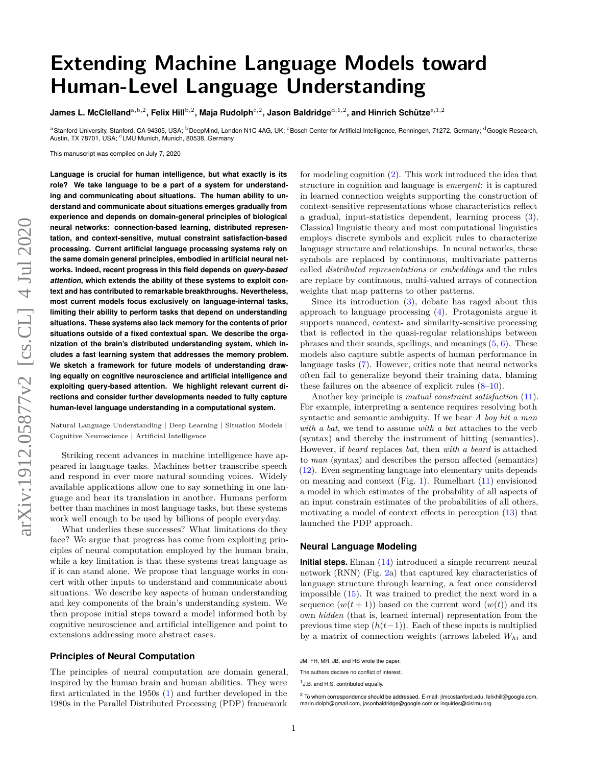# Extending Machine Language Models toward Human-Level Language Understanding

**James L. McClelland**[a,b,2], **Felix Hill**[b,2], **Maja Rudolph**[c,2], **Jason Baldridge**[d,1,2], **and Hinrich Schütze**[e,1,2]

[a]Stanford University, Stanford, CA 94305, USA; [b]DeepMind, London N1C 4AG, UK; [c]Bosch Center for Artificial Intelligence, Renningen, 71272, Germany; [d]Google Research, Austin, TX 78701, USA; [e]LMU Munich, Munich, 80538, Germany

This manuscript was compiled on July 7, 2020

**Language is crucial for human intelligence, but what exactly is its role? We take language to be a part of a system for understanding and communicating about situations. The human ability to understand and communicate about situations emerges gradually from experience and depends on domain-general principles of biological neural networks: connection-based learning, distributed representation, and context-sensitive, mutual constraint satisfaction-based processing. Current artificial language processing systems rely on the same domain general principles, embodied in artificial neural networks. Indeed, recent progress in this field depends on *query-based attention*, which extends the ability of these systems to exploit context and has contributed to remarkable breakthroughs. Nevertheless, most current models focus exclusively on language-internal tasks, limiting their ability to perform tasks that depend on understanding situations. These systems also lack memory for the contents of prior situations outside of a fixed contextual span. We describe the organization of the brain's distributed understanding system, which includes a fast learning system that addresses the memory problem. We sketch a framework for future models of understanding drawing equally on cognitive neuroscience and artificial intelligence and exploiting query-based attention. We highlight relevant current directions and consider further developments needed to fully capture human-level language understanding in a computational system.**

Natural Language Understanding | Deep Learning | Situation Models | Cognitive Neuroscience | Artificial Intelligence

Striking recent advances in machine intelligence have appeared in language tasks. Machines better transcribe speech and respond in ever more natural sounding voices. Widely available applications allow one to say something in one language and hear its translation in another. Humans perform better than machines in most language tasks, but these systems work well enough to be used by billions of people everyday.

What underlies these successes? What limitations do they face? We argue that progress has come from exploiting principles of neural computation employed by the human brain, while a key limitation is that these systems treat language as if it can stand alone. We propose that language works in concert with other inputs to understand and communicate about situations. We describe key aspects of human understanding and key components of the brain's understanding system. We then propose initial steps toward a model informed both by cognitive neuroscience and artificial intelligence and point to extensions addressing more abstract cases.

## Principles of Neural Computation

The principles of neural computation are domain general, inspired by the human brain and human abilities. They were first articulated in the 1950s (1) and further developed in the 1980s in the Parallel Distributed Processing (PDP) framework for modeling cognition (2). This work introduced the idea that structure in cognition and language is *emergent*: it is captured in learned connection weights supporting the construction of context-sensitive representations whose characteristics reflect a gradual, input-statistics dependent, learning process (3). Classical linguistic theory and most computational linguistics employs discrete symbols and explicit rules to characterize language structure and relationships. In neural networks, these symbols are replaced by continuous, multivariate patterns called *distributed representations* or *embeddings* and the rules are replace by continuous, multi-valued arrays of connection weights that map patterns to other patterns.

Since its introduction (3), debate has raged about this approach to language processing (4). Protagonists argue it supports nuanced, context- and similarity-sensitive processing that is reflected in the quasi-regular relationships between phrases and their sounds, spellings, and meanings (5, 6). These models also capture subtle aspects of human performance in language tasks (7). However, critics note that neural networks often fail to generalize beyond their training data, blaming these failures on the absence of explicit rules (8–10).

Another key principle is *mutual constraint satisfaction* (11). For example, interpreting a sentence requires resolving both syntactic and semantic ambiguity. If we hear *A boy hit a man with a bat*, we tend to assume *with a bat* attaches to the verb (syntax) and thereby the instrument of hitting (semantics). However, if *beard* replaces *bat*, then *with a beard* is attached to *man* (syntax) and describes the person affected (semantics) (12). Even segmenting language into elementary units depends on meaning and context (Fig. 1). Rumelhart (11) envisioned a model in which estimates of the probability of all aspects of an input constrain estimates of the probabilities of all others, motivating a model of context effects in perception (13) that launched the PDP approach.

## Neural Language Modeling

**Initial steps.** Elman (14) introduced a simple recurrent neural network (RNN) (Fig. 2a) that captured key characteristics of language structure through learning, a feat once considered impossible (15). It was trained to predict the next word in a sequence ($w(t+1)$) based on the current word ($w(t)$) and its own *hidden* (that is, learned internal) representation from the previous time step ($h(t-1)$). Each of these inputs is multiplied by a matrix of connection weights (arrows labeled $W_{hi}$ and

JM, FH, MR, JB, and HS wrote the paper.

The authors declare no conflict of interest.

[1]J.B. and H.S. contributed equally.

[2]To whom correspondence should be addressed. E-mail: jlmccstanford.edu, felixhill@google.com, marirudolph@gmail.com, jasonbaldridge@google.com or inquiries@cislmu.org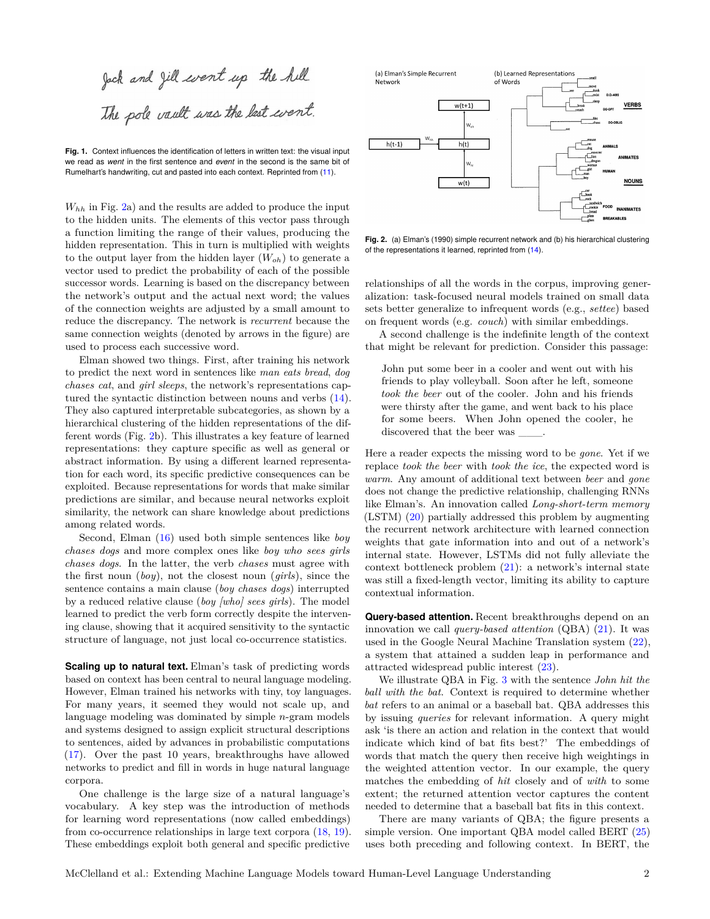Fig. 1. Context influences the identification of letters in written text: the visual input we read as *went* in the first sentence and *event* in the second is the same bit of Rumelhart's handwriting, cut and pasted into each context. Reprinted from (11).

$W_{hh}$ in Fig. 2a) and the results are added to produce the input to the hidden units. The elements of this vector pass through a function limiting the range of their values, producing the hidden representation. This in turn is multiplied with weights to the output layer from the hidden layer ($W_{oh}$) to generate a vector used to predict the probability of each of the possible successor words. Learning is based on the discrepancy between the network's output and the actual next word; the values of the connection weights are adjusted by a small amount to reduce the discrepancy. The network is *recurrent* because the same connection weights (denoted by arrows in the figure) are used to process each successive word.

Elman showed two things. First, after training his network to predict the next word in sentences like *man eats bread*, *dog chases cat*, and *girl sleeps*, the network's representations captured the syntactic distinction between nouns and verbs (14). They also captured interpretable subcategories, as shown by a hierarchical clustering of the hidden representations of the different words (Fig. 2b). This illustrates a key feature of learned representations: they capture specific as well as general or abstract information. By using a different learned representation for each word, its specific predictive consequences can be exploited. Because representations for words that make similar predictions are similar, and because neural networks exploit similarity, the network can share knowledge about predictions among related words.

Second, Elman (16) used both simple sentences like *boy chases dogs* and more complex ones like *boy who sees girls chases dogs*. In the latter, the verb *chases* must agree with the first noun (*boy*), not the closest noun (*girls*), since the sentence contains a main clause (*boy chases dogs*) interrupted by a reduced relative clause (*boy [who] sees girls*). The model learned to predict the verb form correctly despite the intervening clause, showing that it acquired sensitivity to the syntactic structure of language, not just local co-occurrence statistics.

**Scaling up to natural text.** Elman's task of predicting words based on context has been central to neural language modeling. However, Elman trained his networks with tiny, toy languages. For many years, it seemed they would not scale up, and language modeling was dominated by simple $n$-gram models and systems designed to assign explicit structural descriptions to sentences, aided by advances in probabilistic computations (17). Over the past 10 years, breakthroughs have allowed networks to predict and fill in words in huge natural language corpora.

One challenge is the large size of a natural language's vocabulary. A key step was the introduction of methods for learning word representations (now called embeddings) from co-occurrence relationships in large text corpora (18, 19). These embeddings exploit both general and specific predictive relationships of all the words in the corpus, improving generalization: task-focused neural models trained on small data sets better generalize to infrequent words (e.g., *settee*) based on frequent words (e.g. *couch*) with similar embeddings.

Fig. 2. (a) Elman's (1990) simple recurrent network and (b) his hierarchical clustering of the representations it learned, reprinted from (14).

A second challenge is the indefinite length of the context that might be relevant for prediction. Consider this passage:

> John put some beer in a cooler and went out with his friends to play volleyball. Soon after he left, someone *took the beer* out of the cooler. John and his friends were thirsty after the game, and went back to his place for some beers. When John opened the cooler, he discovered that the beer was _____.

Here a reader expects the missing word to be *gone*. Yet if we replace *took the beer* with *took the ice*, the expected word is *warm*. Any amount of additional text between *beer* and *gone* does not change the predictive relationship, challenging RNNs like Elman's. An innovation called *Long-short-term memory* (LSTM) (20) partially addressed this problem by augmenting the recurrent network architecture with learned connection weights that gate information into and out of a network's internal state. However, LSTMs did not fully alleviate the context bottleneck problem (21): a network's internal state was still a fixed-length vector, limiting its ability to capture contextual information.

**Query-based attention.** Recent breakthroughs depend on an innovation we call *query-based attention* (QBA) (21). It was used in the Google Neural Machine Translation system (22), a system that attained a sudden leap in performance and attracted widespread public interest (23).

We illustrate QBA in Fig. 3 with the sentence *John hit the ball with the bat.* Context is required to determine whether *bat* refers to an animal or a baseball bat. QBA addresses this by issuing *queries* for relevant information. A query might ask 'is there an action and relation in the context that would indicate which kind of bat fits best?' The embeddings of words that match the query then receive high weightings in the weighted attention vector. In our example, the query matches the embedding of *hit* closely and of *with* to some extent; the returned attention vector captures the content needed to determine that a baseball bat fits in this context.

There are many variants of QBA; the figure presents a simple version. One important QBA model called BERT (25) uses both preceding and following context. In BERT, the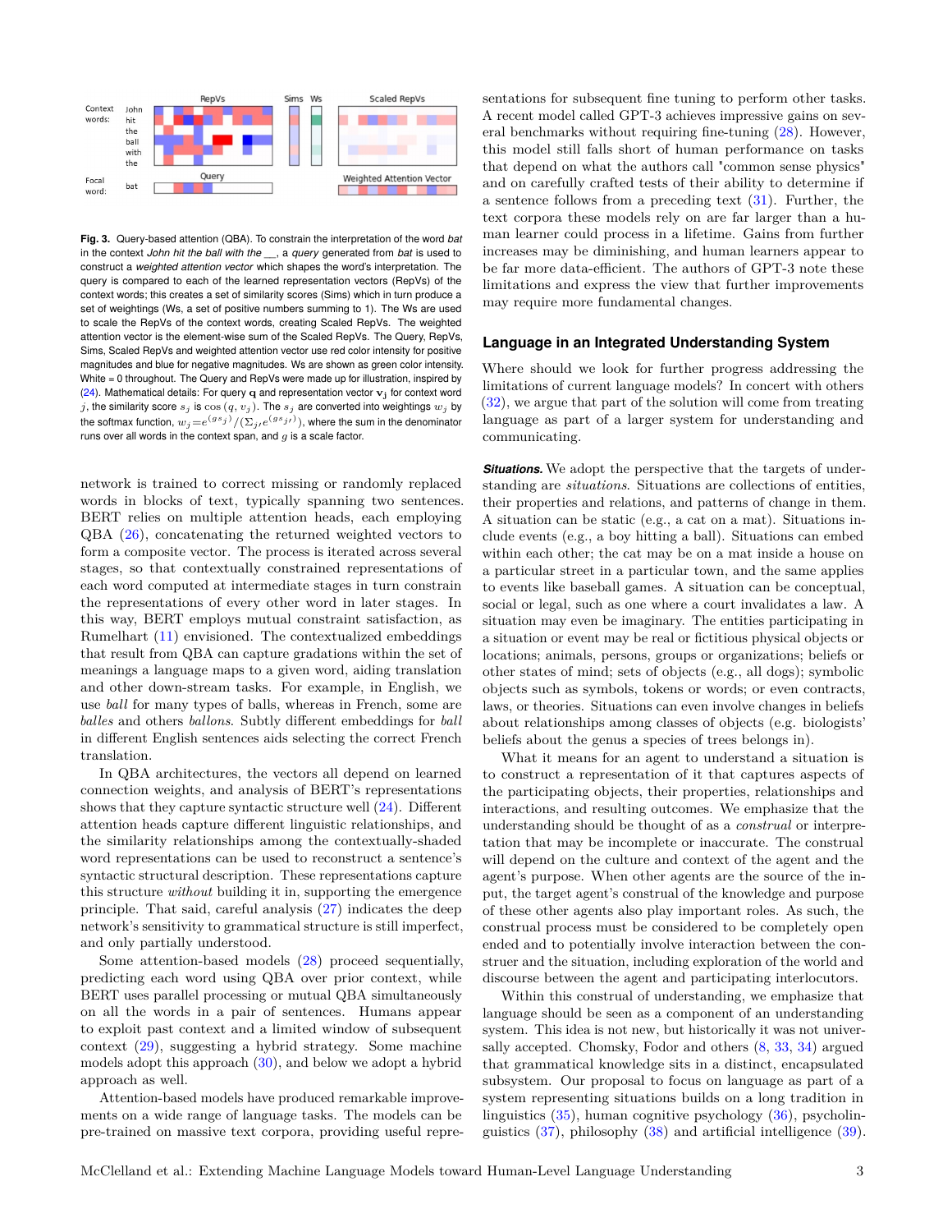**Fig. 3.** Query-based attention (QBA). To constrain the interpretation of the word *bat* in the context *John hit the ball with the \_\_*, a *query* generated from *bat* is used to construct a *weighted attention vector* which shapes the word's interpretation. The query is compared to each of the learned representation vectors (RepVs) of the context words; this creates a set of similarity scores (Sims) which in turn produce a set of weightings (Ws, a set of positive numbers summing to 1). The Ws are used to scale the RepVs of the context words, creating Scaled RepVs. The weighted attention vector is the element-wise sum of the Scaled RepVs. The Query, RepVs, Sims, Scaled RepVs and weighted attention vector use red color intensity for positive magnitudes and blue for negative magnitudes. Ws are shown as green color intensity. White = 0 throughout. The Query and RepVs were made up for illustration, inspired by (24). Mathematical details: For query $\mathbf{q}$ and representation vector $\mathbf{v_j}$ for context word $j$, the similarity score $s_j$ is $\cos(q, v_j)$. The $s_j$ are converted into weightings $w_j$ by the softmax function, $w_j = e^{(gs_j)} / (\Sigma_{j'} e^{(gs_{j'})})$, where the sum in the denominator runs over all words in the context span, and $g$ is a scale factor.

network is trained to correct missing or randomly replaced words in blocks of text, typically spanning two sentences. BERT relies on multiple attention heads, each employing QBA (26), concatenating the returned weighted vectors to form a composite vector. The process is iterated across several stages, so that contextually constrained representations of each word computed at intermediate stages in turn constrain the representations of every other word in later stages. In this way, BERT employs mutual constraint satisfaction, as Rumelhart (11) envisioned. The contextualized embeddings that result from QBA can capture gradations within the set of meanings a language maps to a given word, aiding translation and other down-stream tasks. For example, in English, we use *ball* for many types of balls, whereas in French, some are *balles* and others *ballons*. Subtly different embeddings for *ball* in different English sentences aids selecting the correct French translation.

In QBA architectures, the vectors all depend on learned connection weights, and analysis of BERT's representations shows that they capture syntactic structure well (24). Different attention heads capture different linguistic relationships, and the similarity relationships among the contextually-shaded word representations can be used to reconstruct a sentence's syntactic structural description. These representations capture this structure *without* building it in, supporting the emergence principle. That said, careful analysis (27) indicates the deep network's sensitivity to grammatical structure is still imperfect, and only partially understood.

Some attention-based models (28) proceed sequentially, predicting each word using QBA over prior context, while BERT uses parallel processing or mutual QBA simultaneously on all the words in a pair of sentences. Humans appear to exploit past context and a limited window of subsequent context (29), suggesting a hybrid strategy. Some machine models adopt this approach (30), and below we adopt a hybrid approach as well.

Attention-based models have produced remarkable improvements on a wide range of language tasks. The models can be pre-trained on massive text corpora, providing useful representations for subsequent fine tuning to perform other tasks. A recent model called GPT-3 achieves impressive gains on several benchmarks without requiring fine-tuning (28). However, this model still falls short of human performance on tasks that depend on what the authors call "common sense physics" and on carefully crafted tests of their ability to determine if a sentence follows from a preceding text (31). Further, the text corpora these models rely on are far larger than a human learner could process in a lifetime. Gains from further increases may be diminishing, and human learners appear to be far more data-efficient. The authors of GPT-3 note these limitations and express the view that further improvements may require more fundamental changes.

## Language in an Integrated Understanding System

Where should we look for further progress addressing the limitations of current language models? In concert with others (32), we argue that part of the solution will come from treating language as part of a larger system for understanding and communicating.

***Situations.*** We adopt the perspective that the targets of understanding are *situations*. Situations are collections of entities, their properties and relations, and patterns of change in them. A situation can be static (e.g., a cat on a mat). Situations include events (e.g., a boy hitting a ball). Situations can embed within each other; the cat may be on a mat inside a house on a particular street in a particular town, and the same applies to events like baseball games. A situation can be conceptual, social or legal, such as one where a court invalidates a law. A situation may even be imaginary. The entities participating in a situation or event may be real or fictitious physical objects or locations; animals, persons, groups or organizations; beliefs or other states of mind; sets of objects (e.g., all dogs); symbolic objects such as symbols, tokens or words; or even contracts, laws, or theories. Situations can even involve changes in beliefs about relationships among classes of objects (e.g. biologists' beliefs about the genus a species of trees belongs in).

What it means for an agent to understand a situation is to construct a representation of it that captures aspects of the participating objects, their properties, relationships and interactions, and resulting outcomes. We emphasize that the understanding should be thought of as a *construal* or interpretation that may be incomplete or inaccurate. The construal will depend on the culture and context of the agent and the agent's purpose. When other agents are the source of the input, the target agent's construal of the knowledge and purpose of these other agents also play important roles. As such, the construal process must be considered to be completely open ended and to potentially involve interaction between the construer and the situation, including exploration of the world and discourse between the agent and participating interlocutors.

Within this construal of understanding, we emphasize that language should be seen as a component of an understanding system. This idea is not new, but historically it was not universally accepted. Chomsky, Fodor and others (8, 33, 34) argued that grammatical knowledge sits in a distinct, encapsulated subsystem. Our proposal to focus on language as part of a system representing situations builds on a long tradition in linguistics (35), human cognitive psychology (36), psycholinguistics (37), philosophy (38) and artificial intelligence (39).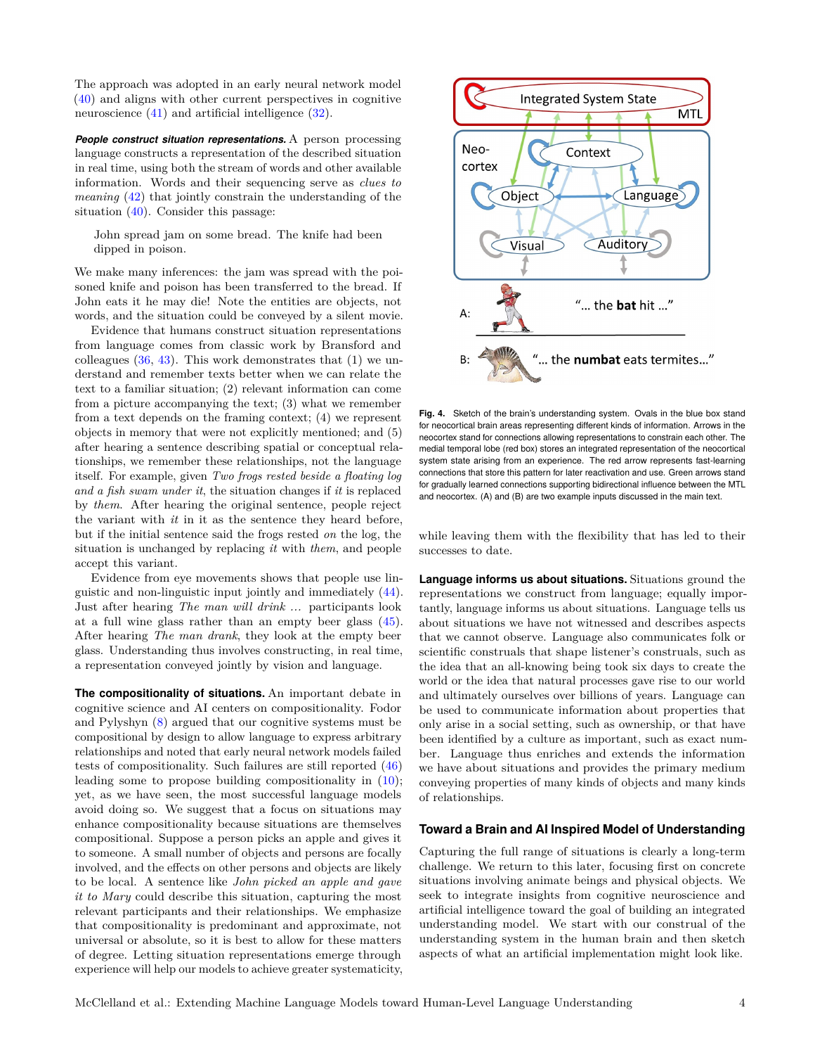The approach was adopted in an early neural network model (40) and aligns with other current perspectives in cognitive neuroscience (41) and artificial intelligence (32).

***People construct situation representations.*** A person processing language constructs a representation of the described situation in real time, using both the stream of words and other available information. Words and their sequencing serve as *clues to meaning* (42) that jointly constrain the understanding of the situation (40). Consider this passage:

> John spread jam on some bread. The knife had been dipped in poison.

We make many inferences: the jam was spread with the poisoned knife and poison has been transferred to the bread. If John eats it he may die! Note the entities are objects, not words, and the situation could be conveyed by a silent movie.

Evidence that humans construct situation representations from language comes from classic work by Bransford and colleagues (36, 43). This work demonstrates that (1) we understand and remember texts better when we can relate the text to a familiar situation; (2) relevant information can come from a picture accompanying the text; (3) what we remember from a text depends on the framing context; (4) we represent objects in memory that were not explicitly mentioned; and (5) after hearing a sentence describing spatial or conceptual relationships, we remember these relationships, not the language itself. For example, given *Two frogs rested beside a floating log and a fish swam under it*, the situation changes if *it* is replaced by *them*. After hearing the original sentence, people reject the variant with *it* in it as the sentence they heard before, but if the initial sentence said the frogs rested *on* the log, the situation is unchanged by replacing *it* with *them*, and people accept this variant.

Evidence from eye movements shows that people use linguistic and non-linguistic input jointly and immediately (44). Just after hearing *The man will drink ...* participants look at a full wine glass rather than an empty beer glass (45). After hearing *The man drank*, they look at the empty beer glass. Understanding thus involves constructing, in real time, a representation conveyed jointly by vision and language.

**The compositionality of situations.** An important debate in cognitive science and AI centers on compositionality. Fodor and Pylyshyn (8) argued that our cognitive systems must be compositional by design to allow language to express arbitrary relationships and noted that early neural network models failed tests of compositionality. Such failures are still reported (46) leading some to propose building compositionality in (10); yet, as we have seen, the most successful language models avoid doing so. We suggest that a focus on situations may enhance compositionality because situations are themselves compositional. Suppose a person picks an apple and gives it to someone. A small number of objects and persons are focally involved, and the effects on other persons and objects are likely to be local. A sentence like *John picked an apple and gave it to Mary* could describe this situation, capturing the most relevant participants and their relationships. We emphasize that compositionality is predominant and approximate, not universal or absolute, so it is best to allow for these matters of degree. Letting situation representations emerge through experience will help our models to achieve greater systematicity, while leaving them with the flexibility that has led to their successes to date.

**Fig. 4.** Sketch of the brain's understanding system. Ovals in the blue box stand for neocortical brain areas representing different kinds of information. Arrows in the neocortex stand for connections allowing representations to constrain each other. The medial temporal lobe (red box) stores an integrated representation of the neocortical system state arising from an experience. The red arrow represents fast-learning connections that store this pattern for later reactivation and use. Green arrows stand for gradually learned connections supporting bidirectional influence between the MTL and neocortex. (A) and (B) are two example inputs discussed in the main text.

**Language informs us about situations.** Situations ground the representations we construct from language; equally importantly, language informs us about situations. Language tells us about situations we have not witnessed and describes aspects that we cannot observe. Language also communicates folk or scientific construals that shape listener's construals, such as the idea that an all-knowing being took six days to create the world or the idea that natural processes gave rise to our world and ultimately ourselves over billions of years. Language can be used to communicate information about properties that only arise in a social setting, such as ownership, or that have been identified by a culture as important, such as exact number. Language thus enriches and extends the information we have about situations and provides the primary medium conveying properties of many kinds of objects and many kinds of relationships.

## Toward a Brain and AI Inspired Model of Understanding

Capturing the full range of situations is clearly a long-term challenge. We return to this later, focusing first on concrete situations involving animate beings and physical objects. We seek to integrate insights from cognitive neuroscience and artificial intelligence toward the goal of building an integrated understanding model. We start with our construal of the understanding system in the human brain and then sketch aspects of what an artificial implementation might look like.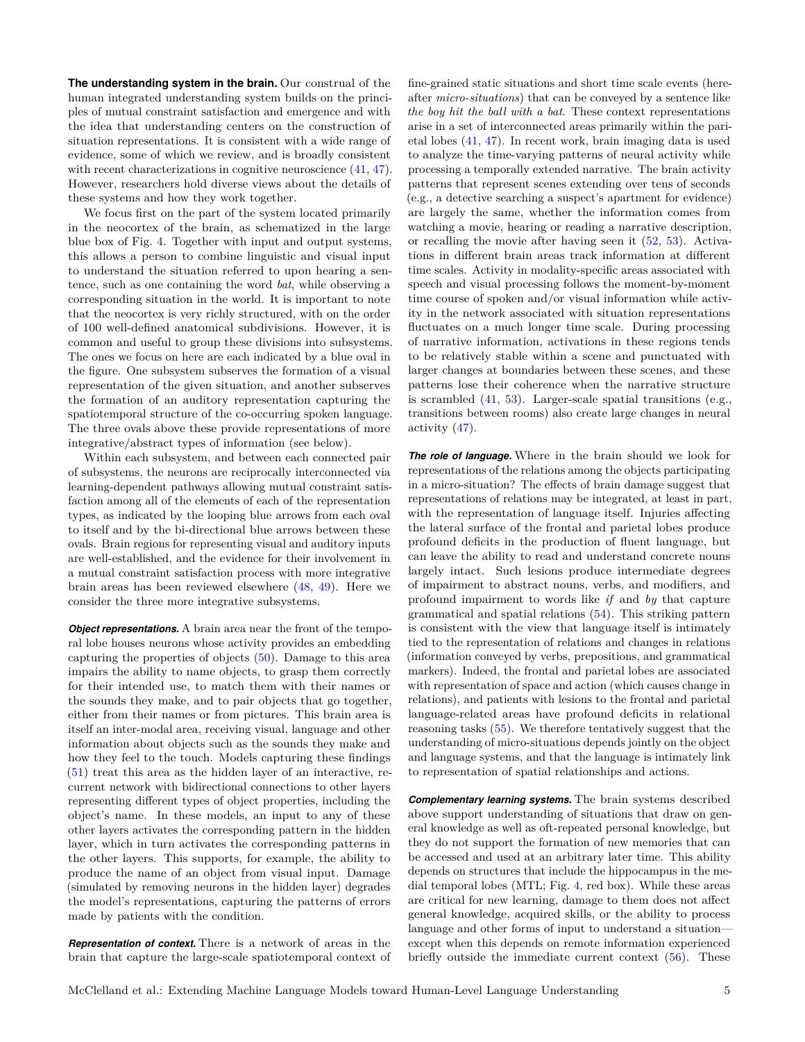**The understanding system in the brain.** Our construal of the human integrated understanding system builds on the principles of mutual constraint satisfaction and emergence and with the idea that understanding centers on the construction of situation representations. It is consistent with a wide range of evidence, some of which we review, and is broadly consistent with recent characterizations in cognitive neuroscience (41, 47). However, researchers hold diverse views about the details of these systems and how they work together.

We focus first on the part of the system located primarily in the neocortex of the brain, as schematized in the large blue box of Fig. 4. Together with input and output systems, this allows a person to combine linguistic and visual input to understand the situation referred to upon hearing a sentence, such as one containing the word *bat*, while observing a corresponding situation in the world. It is important to note that the neocortex is very richly structured, with on the order of 100 well-defined anatomical subdivisions. However, it is common and useful to group these divisions into subsystems. The ones we focus on here are each indicated by a blue oval in the figure. One subsystem subserves the formation of a visual representation of the given situation, and another subserves the formation of an auditory representation capturing the spatiotemporal structure of the co-occurring spoken language. The three ovals above these provide representations of more integrative/abstract types of information (see below).

Within each subsystem, and between each connected pair of subsystems, the neurons are reciprocally interconnected via learning-dependent pathways allowing mutual constraint satisfaction among all of the elements of each of the representation types, as indicated by the looping blue arrows from each oval to itself and by the bi-directional blue arrows between these ovals. Brain regions for representing visual and auditory inputs are well-established, and the evidence for their involvement in a mutual constraint satisfaction process with more integrative brain areas has been reviewed elsewhere (48, 49). Here we consider the three more integrative subsystems.

***Object representations.*** A brain area near the front of the temporal lobe houses neurons whose activity provides an embedding capturing the properties of objects (50). Damage to this area impairs the ability to name objects, to grasp them correctly for their intended use, to match them with their names or the sounds they make, and to pair objects that go together, either from their names or from pictures. This brain area is itself an inter-modal area, receiving visual, language and other information about objects such as the sounds they make and how they feel to the touch. Models capturing these findings (51) treat this area as the hidden layer of an interactive, recurrent network with bidirectional connections to other layers representing different types of object properties, including the object's name. In these models, an input to any of these other layers activates the corresponding pattern in the hidden layer, which in turn activates the corresponding patterns in the other layers. This supports, for example, the ability to produce the name of an object from visual input. Damage (simulated by removing neurons in the hidden layer) degrades the model's representations, capturing the patterns of errors made by patients with the condition.

***Representation of context.*** There is a network of areas in the brain that capture the large-scale spatiotemporal context of fine-grained static situations and short time scale events (hereafter *micro-situations*) that can be conveyed by a sentence like *the boy hit the ball with a bat*. These context representations arise in a set of interconnected areas primarily within the parietal lobes (41, 47). In recent work, brain imaging data is used to analyze the time-varying patterns of neural activity while processing a temporally extended narrative. The brain activity patterns that represent scenes extending over tens of seconds (e.g., a detective searching a suspect's apartment for evidence) are largely the same, whether the information comes from watching a movie, hearing or reading a narrative description, or recalling the movie after having seen it (52, 53). Activations in different brain areas track information at different time scales. Activity in modality-specific areas associated with speech and visual processing follows the moment-by-moment time course of spoken and/or visual information while activity in the network associated with situation representations fluctuates on a much longer time scale. During processing of narrative information, activations in these regions tends to be relatively stable within a scene and punctuated with larger changes at boundaries between these scenes, and these patterns lose their coherence when the narrative structure is scrambled (41, 53). Larger-scale spatial transitions (e.g., transitions between rooms) also create large changes in neural activity (47).

***The role of language.*** Where in the brain should we look for representations of the relations among the objects participating in a micro-situation? The effects of brain damage suggest that representations of relations may be integrated, at least in part, with the representation of language itself. Injuries affecting the lateral surface of the frontal and parietal lobes produce profound deficits in the production of fluent language, but can leave the ability to read and understand concrete nouns largely intact. Such lesions produce intermediate degrees of impairment to abstract nouns, verbs, and modifiers, and profound impairment to words like *if* and *by* that capture grammatical and spatial relations (54). This striking pattern is consistent with the view that language itself is intimately tied to the representation of relations and changes in relations (information conveyed by verbs, prepositions, and grammatical markers). Indeed, the frontal and parietal lobes are associated with representation of space and action (which causes change in relations), and patients with lesions to the frontal and parietal language-related areas have profound deficits in relational reasoning tasks (55). We therefore tentatively suggest that the understanding of micro-situations depends jointly on the object and language systems, and that the language is intimately link to representation of spatial relationships and actions.

***Complementary learning systems.*** The brain systems described above support understanding of situations that draw on general knowledge as well as oft-repeated personal knowledge, but they do not support the formation of new memories that can be accessed and used at an arbitrary later time. This ability depends on structures that include the hippocampus in the medial temporal lobes (MTL; Fig. 4, red box). While these areas are critical for new learning, damage to them does not affect general knowledge, acquired skills, or the ability to process language and other forms of input to understand a situation—except when this depends on remote information experienced briefly outside the immediate current context (56). These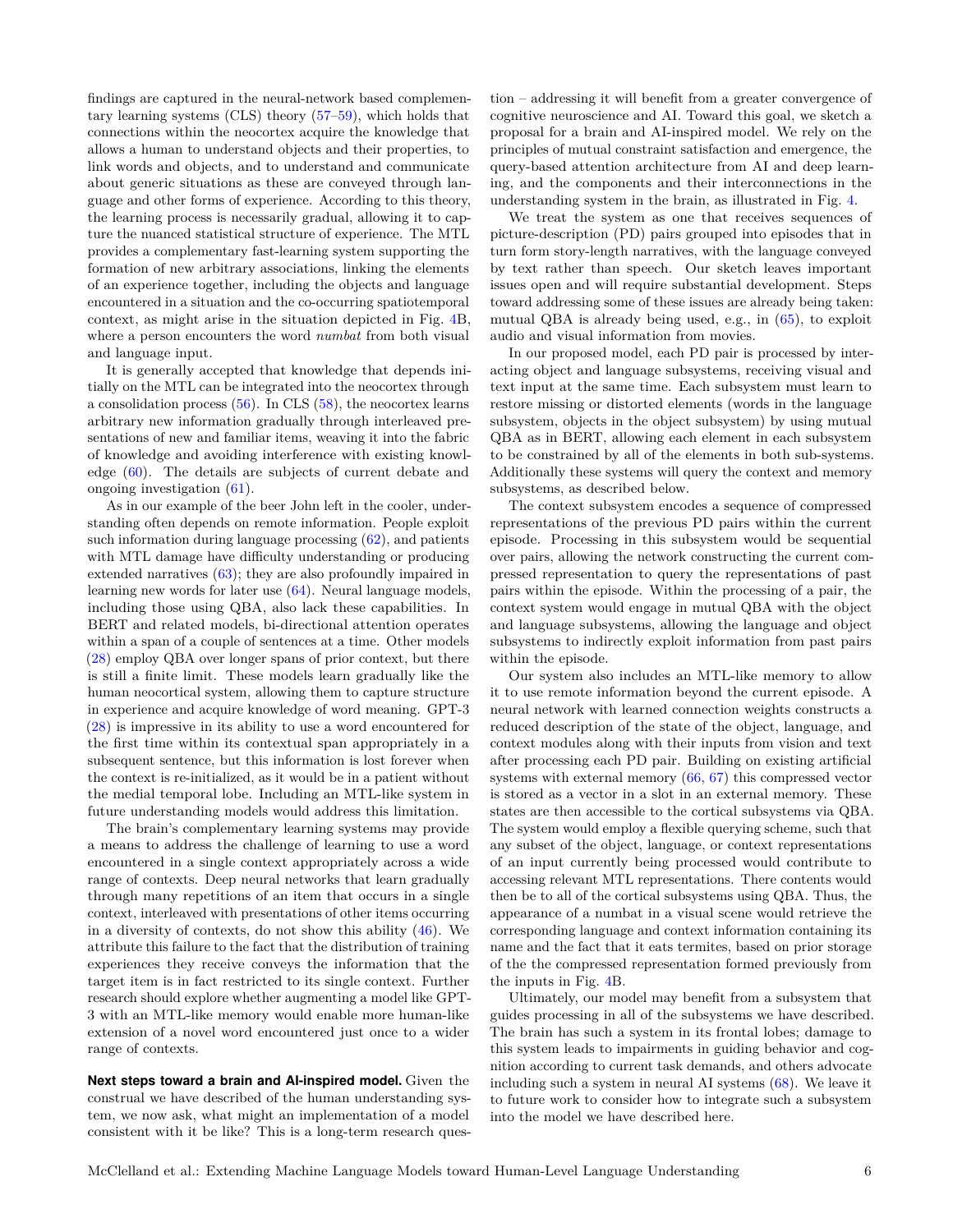findings are captured in the neural-network based complementary learning systems (CLS) theory (57–59), which holds that connections within the neocortex acquire the knowledge that allows a human to understand objects and their properties, to link words and objects, and to understand and communicate about generic situations as these are conveyed through language and other forms of experience. According to this theory, the learning process is necessarily gradual, allowing it to capture the nuanced statistical structure of experience. The MTL provides a complementary fast-learning system supporting the formation of new arbitrary associations, linking the elements of an experience together, including the objects and language encountered in a situation and the co-occurring spatiotemporal context, as might arise in the situation depicted in Fig. 4B, where a person encounters the word *numbat* from both visual and language input.

It is generally accepted that knowledge that depends initially on the MTL can be integrated into the neocortex through a consolidation process (56). In CLS (58), the neocortex learns arbitrary new information gradually through interleaved presentations of new and familiar items, weaving it into the fabric of knowledge and avoiding interference with existing knowledge (60). The details are subjects of current debate and ongoing investigation (61).

As in our example of the beer John left in the cooler, understanding often depends on remote information. People exploit such information during language processing (62), and patients with MTL damage have difficulty understanding or producing extended narratives (63); they are also profoundly impaired in learning new words for later use (64). Neural language models, including those using QBA, also lack these capabilities. In BERT and related models, bi-directional attention operates within a span of a couple of sentences at a time. Other models (28) employ QBA over longer spans of prior context, but there is still a finite limit. These models learn gradually like the human neocortical system, allowing them to capture structure in experience and acquire knowledge of word meaning. GPT-3 (28) is impressive in its ability to use a word encountered for the first time within its contextual span appropriately in a subsequent sentence, but this information is lost forever when the context is re-initialized, as it would be in a patient without the medial temporal lobe. Including an MTL-like system in future understanding models would address this limitation.

The brain's complementary learning systems may provide a means to address the challenge of learning to use a word encountered in a single context appropriately across a wide range of contexts. Deep neural networks that learn gradually through many repetitions of an item that occurs in a single context, interleaved with presentations of other items occurring in a diversity of contexts, do not show this ability (46). We attribute this failure to the fact that the distribution of training experiences they receive conveys the information that the target item is in fact restricted to its single context. Further research should explore whether augmenting a model like GPT-3 with an MTL-like memory would enable more human-like extension of a novel word encountered just once to a wider range of contexts.

**Next steps toward a brain and AI-inspired model.** Given the construal we have described of the human understanding system, we now ask, what might an implementation of a model consistent with it be like? This is a long-term research question – addressing it will benefit from a greater convergence of cognitive neuroscience and AI. Toward this goal, we sketch a proposal for a brain and AI-inspired model. We rely on the principles of mutual constraint satisfaction and emergence, the query-based attention architecture from AI and deep learning, and the components and their interconnections in the understanding system in the brain, as illustrated in Fig. 4.

We treat the system as one that receives sequences of picture-description (PD) pairs grouped into episodes that in turn form story-length narratives, with the language conveyed by text rather than speech. Our sketch leaves important issues open and will require substantial development. Steps toward addressing some of these issues are already being taken: mutual QBA is already being used, e.g., in (65), to exploit audio and visual information from movies.

In our proposed model, each PD pair is processed by interacting object and language subsystems, receiving visual and text input at the same time. Each subsystem must learn to restore missing or distorted elements (words in the language subsystem, objects in the object subsystem) by using mutual QBA as in BERT, allowing each element in each subsystem to be constrained by all of the elements in both sub-systems. Additionally these systems will query the context and memory subsystems, as described below.

The context subsystem encodes a sequence of compressed representations of the previous PD pairs within the current episode. Processing in this subsystem would be sequential over pairs, allowing the network constructing the current compressed representation to query the representations of past pairs within the episode. Within the processing of a pair, the context system would engage in mutual QBA with the object and language subsystems, allowing the language and object subsystems to indirectly exploit information from past pairs within the episode.

Our system also includes an MTL-like memory to allow it to use remote information beyond the current episode. A neural network with learned connection weights constructs a reduced description of the state of the object, language, and context modules along with their inputs from vision and text after processing each PD pair. Building on existing artificial systems with external memory (66, 67) this compressed vector is stored as a vector in a slot in an external memory. These states are then accessible to the cortical subsystems via QBA. The system would employ a flexible querying scheme, such that any subset of the object, language, or context representations of an input currently being processed would contribute to accessing relevant MTL representations. There contents would then be to all of the cortical subsystems using QBA. Thus, the appearance of a numbat in a visual scene would retrieve the corresponding language and context information containing its name and the fact that it eats termites, based on prior storage of the the compressed representation formed previously from the inputs in Fig. 4B.

Ultimately, our model may benefit from a subsystem that guides processing in all of the subsystems we have described. The brain has such a system in its frontal lobes; damage to this system leads to impairments in guiding behavior and cognition according to current task demands, and others advocate including such a system in neural AI systems (68). We leave it to future work to consider how to integrate such a subsystem into the model we have described here.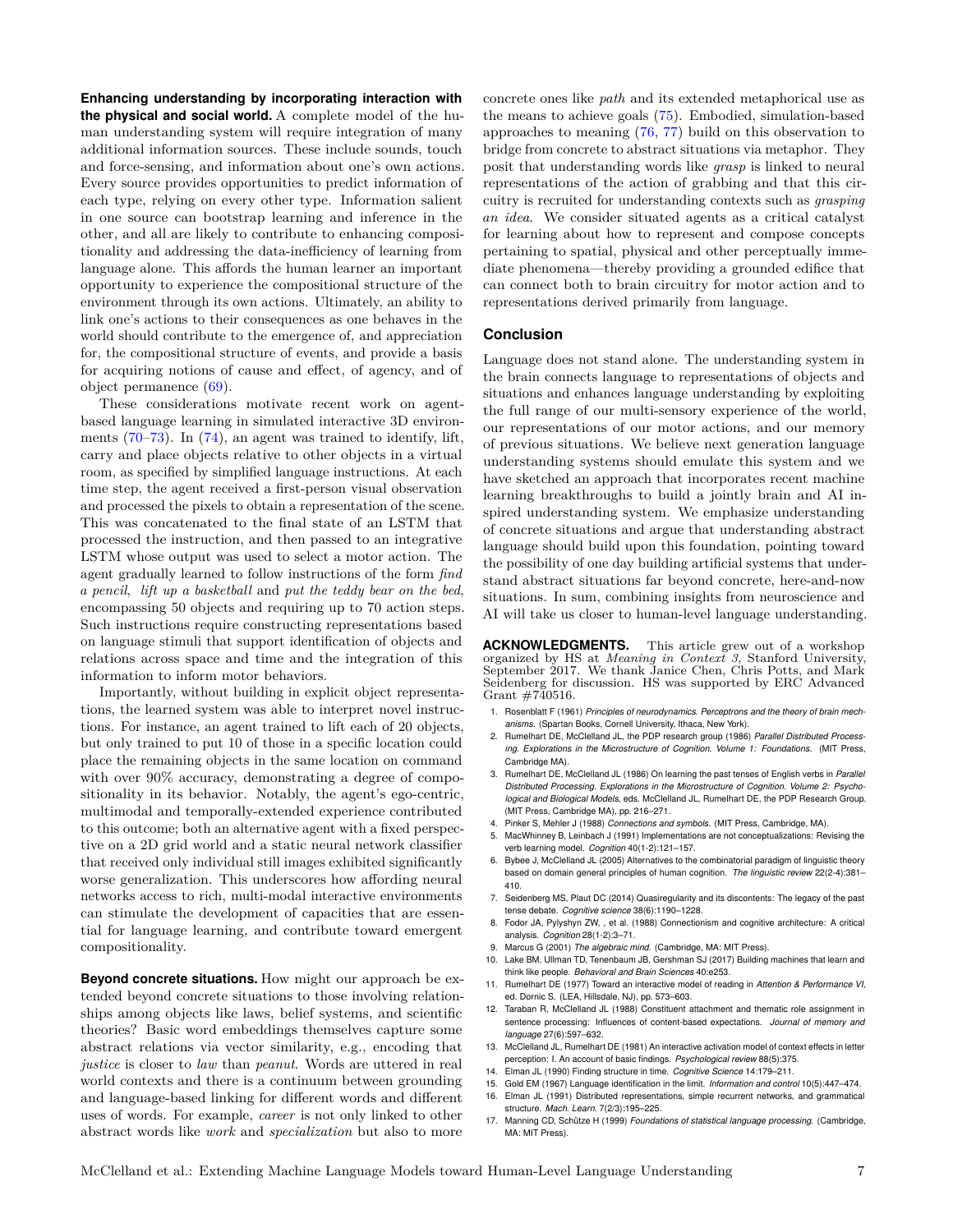**Enhancing understanding by incorporating interaction with the physical and social world.** A complete model of the human understanding system will require integration of many additional information sources. These include sounds, touch and force-sensing, and information about one's own actions. Every source provides opportunities to predict information of each type, relying on every other type. Information salient in one source can bootstrap learning and inference in the other, and all are likely to contribute to enhancing compositionality and addressing the data-inefficiency of learning from language alone. This affords the human learner an important opportunity to experience the compositional structure of the environment through its own actions. Ultimately, an ability to link one's actions to their consequences as one behaves in the world should contribute to the emergence of, and appreciation for, the compositional structure of events, and provide a basis for acquiring notions of cause and effect, of agency, and of object permanence (69).

These considerations motivate recent work on agent-based language learning in simulated interactive 3D environments (70–73). In (74), an agent was trained to identify, lift, carry and place objects relative to other objects in a virtual room, as specified by simplified language instructions. At each time step, the agent received a first-person visual observation and processed the pixels to obtain a representation of the scene. This was concatenated to the final state of an LSTM that processed the instruction, and then passed to an integrative LSTM whose output was used to select a motor action. The agent gradually learned to follow instructions of the form *find a pencil*, *lift up a basketball* and *put the teddy bear on the bed*, encompassing 50 objects and requiring up to 70 action steps. Such instructions require constructing representations based on language stimuli that support identification of objects and relations across space and time and the integration of this information to inform motor behaviors.

Importantly, without building in explicit object representations, the learned system was able to interpret novel instructions. For instance, an agent trained to lift each of 20 objects, but only trained to put 10 of those in a specific location could place the remaining objects in the same location on command with over 90% accuracy, demonstrating a degree of compositionality in its behavior. Notably, the agent's ego-centric, multimodal and temporally-extended experience contributed to this outcome; both an alternative agent with a fixed perspective on a 2D grid world and a static neural network classifier that received only individual still images exhibited significantly worse generalization. This underscores how affording neural networks access to rich, multi-modal interactive environments can stimulate the development of capacities that are essential for language learning, and contribute toward emergent compositionality.

**Beyond concrete situations.** How might our approach be extended beyond concrete situations to those involving relationships among objects like laws, belief systems, and scientific theories? Basic word embeddings themselves capture some abstract relations via vector similarity, e.g., encoding that *justice* is closer to *law* than *peanut*. Words are uttered in real world contexts and there is a continuum between grounding and language-based linking for different words and different uses of words. For example, *career* is not only linked to other abstract words like *work* and *specialization* but also to more concrete ones like *path* and its extended metaphorical use as the means to achieve goals (75). Embodied, simulation-based approaches to meaning (76, 77) build on this observation to bridge from concrete to abstract situations via metaphor. They posit that understanding words like *grasp* is linked to neural representations of the action of grabbing and that this circuitry is recruited for understanding contexts such as *grasping an idea*. We consider situated agents as a critical catalyst for learning about how to represent and compose concepts pertaining to spatial, physical and other perceptually immediate phenomena—thereby providing a grounded edifice that can connect both to brain circuitry for motor action and to representations derived primarily from language.

## Conclusion

Language does not stand alone. The understanding system in the brain connects language to representations of objects and situations and enhances language understanding by exploiting the full range of our multi-sensory experience of the world, our representations of our motor actions, and our memory of previous situations. We believe next generation language understanding systems should emulate this system and we have sketched an approach that incorporates recent machine learning breakthroughs to build a jointly brain and AI inspired understanding system. We emphasize understanding of concrete situations and argue that understanding abstract language should build upon this foundation, pointing toward the possibility of one day building artificial systems that understand abstract situations far beyond concrete, here-and-now situations. In sum, combining insights from neuroscience and AI will take us closer to human-level language understanding.

**ACKNOWLEDGMENTS.** This article grew out of a workshop organized by HS at *Meaning in Context 3*, Stanford University, September 2017. We thank Janice Chen, Chris Potts, and Mark Seidenberg for discussion. HS was supported by ERC Advanced Grant #740516.

1. Rosenblatt F (1961) *Principles of neurodynamics. Perceptrons and the theory of brain mechanisms.* (Spartan Books, Cornell University, Ithaca, New York).
2. Rumelhart DE, McClelland JL, the PDP research group (1986) *Parallel Distributed Processing. Explorations in the Microstructure of Cognition. Volume 1: Foundations.* (MIT Press, Cambridge MA).
3. Rumelhart DE, McClelland JL (1986) On learning the past tenses of English verbs in *Parallel Distributed Processing. Explorations in the Microstructure of Cognition. Volume 2: Psychological and Biological Models*, eds. McClelland JL, Rumelhart DE, the PDP Research Group. (MIT Press, Cambridge MA), pp. 216–271.
4. Pinker S, Mehler J (1988) *Connections and symbols.* (MIT Press, Cambridge, MA).
5. MacWhinney B, Leinbach J (1991) Implementations are not conceptualizations: Revising the verb learning model. *Cognition* 40(1-2):121–157.
6. Bybee J, McClelland JL (2005) Alternatives to the combinatorial paradigm of linguistic theory based on domain general principles of human cognition. *The linguistic review* 22(2-4):381–410.
7. Seidenberg MS, Plaut DC (2014) Quasiregularity and its discontents: The legacy of the past tense debate. *Cognitive science* 38(6):1190–1228.
8. Fodor JA, Pylyshyn ZW, , et al. (1988) Connectionism and cognitive architecture: A critical analysis. *Cognition* 28(1-2):3–71.
9. Marcus G (2001) *The algebraic mind.* (Cambridge, MA: MIT Press).
10. Lake BM, Ullman TD, Tenenbaum JB, Gershman SJ (2017) Building machines that learn and think like people. *Behavioral and Brain Sciences* 40:e253.
11. Rumelhart DE (1977) Toward an interactive model of reading in *Attention & Performance VI*, ed. Dornic S. (LEA, Hillsdale, NJ), pp. 573–603.
12. Taraban R, McClelland JL (1988) Constituent attachment and thematic role assignment in sentence processing: Influences of content-based expectations. *Journal of memory and language* 27(6):597–632.
13. McClelland JL, Rumelhart DE (1981) An interactive activation model of context effects in letter perception: I. An account of basic findings. *Psychological review* 88(5):375.
14. Elman JL (1990) Finding structure in time. *Cognitive Science* 14:179–211.
15. Gold EM (1967) Language identification in the limit. *Information and control* 10(5):447–474.
16. Elman JL (1991) Distributed representations, simple recurrent networks, and grammatical structure. *Mach. Learn.* 7(2/3):195–225.
17. Manning CD, Schütze H (1999) *Foundations of statistical language processing.* (Cambridge, MA: MIT Press).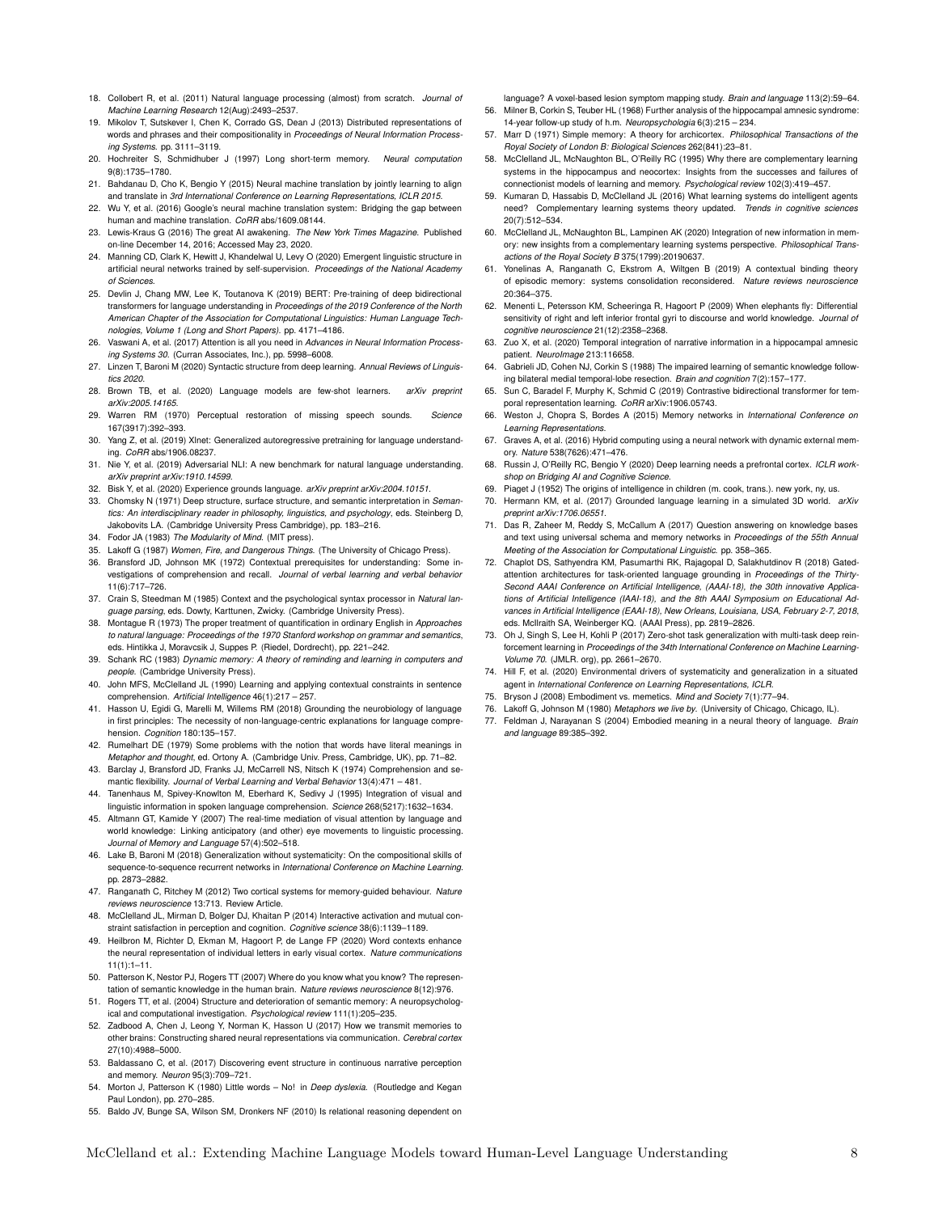18. Collobert R, et al. (2011) Natural language processing (almost) from scratch. *Journal of Machine Learning Research* 12(Aug):2493–2537.
19. Mikolov T, Sutskever I, Chen K, Corrado GS, Dean J (2013) Distributed representations of words and phrases and their compositionality in *Proceedings of Neural Information Processing Systems.* pp. 3111–3119.
20. Hochreiter S, Schmidhuber J (1997) Long short-term memory. *Neural computation* 9(8):1735–1780.
21. Bahdanau D, Cho K, Bengio Y (2015) Neural machine translation by jointly learning to align and translate in *3rd International Conference on Learning Representations, ICLR 2015*.
22. Wu Y, et al. (2016) Google's neural machine translation system: Bridging the gap between human and machine translation. *CoRR* abs/1609.08144.
23. Lewis-Kraus G (2016) The great AI awakening. *The New York Times Magazine.* Published on-line December 14, 2016; Accessed May 23, 2020.
24. Manning CD, Clark K, Hewitt J, Khandelwal U, Levy O (2020) Emergent linguistic structure in artificial neural networks trained by self-supervision. *Proceedings of the National Academy of Sciences.*
25. Devlin J, Chang MW, Lee K, Toutanova K (2019) BERT: Pre-training of deep bidirectional transformers for language understanding in *Proceedings of the 2019 Conference of the North American Chapter of the Association for Computational Linguistics: Human Language Technologies, Volume 1 (Long and Short Papers).* pp. 4171–4186.
26. Vaswani A, et al. (2017) Attention is all you need in *Advances in Neural Information Processing Systems 30.* (Curran Associates, Inc.), pp. 5998–6008.
27. Linzen T, Baroni M (2020) Syntactic structure from deep learning. *Annual Reviews of Linguistics 2020.*
28. Brown TB, et al. (2020) Language models are few-shot learners. *arXiv preprint arXiv:2005.14165.*
29. Warren RM (1970) Perceptual restoration of missing speech sounds. *Science* 167(3917):392–393.
30. Yang Z, et al. (2019) Xlnet: Generalized autoregressive pretraining for language understanding. *CoRR* abs/1906.08237.
31. Nie Y, et al. (2019) Adversarial NLI: A new benchmark for natural language understanding. *arXiv preprint arXiv:1910.14599.*
32. Bisk Y, et al. (2020) Experience grounds language. *arXiv preprint arXiv:2004.10151.*
33. Chomsky N (1971) Deep structure, surface structure, and semantic interpretation in *Semantics: An interdisciplinary reader in philosophy, linguistics, and psychology*, eds. Steinberg D, Jakobovits LA. (Cambridge University Press Cambridge), pp. 183–216.
34. Fodor JA (1983) *The Modularity of Mind.* (MIT press).
35. Lakoff G (1987) *Women, Fire, and Dangerous Things.* (The University of Chicago Press).
36. Bransford JD, Johnson MK (1972) Contextual prerequisites for understanding: Some investigations of comprehension and recall. *Journal of verbal learning and verbal behavior* 11(6):717–726.
37. Crain S, Steedman M (1985) Context and the psychological syntax processor in *Natural language parsing*, eds. Dowty, Karttunen, Zwicky. (Cambridge University Press).
38. Montague R (1973) The proper treatment of quantification in ordinary English in *Approaches to natural language: Proceedings of the 1970 Stanford workshop on grammar and semantics*, eds. Hintikka J, Moravcsik J, Suppes P. (Riedel, Dordrecht), pp. 221–242.
39. Schank RC (1983) *Dynamic memory: A theory of reminding and learning in computers and people.* (Cambridge University Press).
40. John MFS, McClelland JL (1990) Learning and applying contextual constraints in sentence comprehension. *Artificial Intelligence* 46(1):217 – 257.
41. Hasson U, Egidi G, Marelli M, Willems RM (2018) Grounding the neurobiology of language in first principles: The necessity of non-language-centric explanations for language comprehension. *Cognition* 180:135–157.
42. Rumelhart DE (1979) Some problems with the notion that words have literal meanings in *Metaphor and thought*, ed. Ortony A. (Cambridge Univ. Press, Cambridge, UK), pp. 71–82.
43. Barclay J, Bransford JD, Franks JJ, McCarrell NS, Nitsch K (1974) Comprehension and semantic flexibility. *Journal of Verbal Learning and Verbal Behavior* 13(4):471 – 481.
44. Tanenhaus M, Spivey-Knowlton M, Eberhard K, Sedivy J (1995) Integration of visual and linguistic information in spoken language comprehension. *Science* 268(5217):1632–1634.
45. Altmann GT, Kamide Y (2007) The real-time mediation of visual attention by language and world knowledge: Linking anticipatory (and other) eye movements to linguistic processing. *Journal of Memory and Language* 57(4):502–518.
46. Lake B, Baroni M (2018) Generalization without systematicity: On the compositional skills of sequence-to-sequence recurrent networks in *International Conference on Machine Learning.* pp. 2873–2882.
47. Ranganath C, Ritchey M (2012) Two cortical systems for memory-guided behaviour. *Nature reviews neuroscience* 13:713. Review Article.
48. McClelland JL, Mirman D, Bolger DJ, Khaitan P (2014) Interactive activation and mutual constraint satisfaction in perception and cognition. *Cognitive science* 38(6):1139–1189.
49. Heilbron M, Richter D, Ekman M, Hagoort P, de Lange FP (2020) Word contexts enhance the neural representation of individual letters in early visual cortex. *Nature communications* 11(1):1–11.
50. Patterson K, Nestor PJ, Rogers TT (2007) Where do you know what you know? The representation of semantic knowledge in the human brain. *Nature reviews neuroscience* 8(12):976.
51. Rogers TT, et al. (2004) Structure and deterioration of semantic memory: A neuropsychological and computational investigation. *Psychological review* 111(1):205–235.
52. Zadbood A, Chen J, Leong Y, Norman K, Hasson U (2017) How we transmit memories to other brains: Constructing shared neural representations via communication. *Cerebral cortex* 27(10):4988–5000.
53. Baldassano C, et al. (2017) Discovering event structure in continuous narrative perception and memory. *Neuron* 95(3):709–721.
54. Morton J, Patterson K (1980) Little words – No! in *Deep dyslexia.* (Routledge and Kegan Paul London), pp. 270–285.
55. Baldo JV, Bunge SA, Wilson SM, Dronkers NF (2010) Is relational reasoning dependent on language? A voxel-based lesion symptom mapping study. *Brain and language* 113(2):59–64.
56. Milner B, Corkin S, Teuber HL (1968) Further analysis of the hippocampal amnesic syndrome: 14-year follow-up study of h.m. *Neuropsychologia* 6(3):215 – 234.
57. Marr D (1971) Simple memory: A theory for archicortex. *Philosophical Transactions of the Royal Society of London B: Biological Sciences* 262(841):23–81.
58. McClelland JL, McNaughton BL, O'Reilly RC (1995) Why there are complementary learning systems in the hippocampus and neocortex: Insights from the successes and failures of connectionist models of learning and memory. *Psychological review* 102(3):419–457.
59. Kumaran D, Hassabis D, McClelland JL (2016) What learning systems do intelligent agents need? Complementary learning systems theory updated. *Trends in cognitive sciences* 20(7):512–534.
60. McClelland JL, McNaughton BL, Lampinen AK (2020) Integration of new information in memory: new insights from a complementary learning systems perspective. *Philosophical Transactions of the Royal Society B* 375(1799):20190637.
61. Yonelinas A, Ranganath C, Ekstrom A, Wiltgen B (2019) A contextual binding theory of episodic memory: systems consolidation reconsidered. *Nature reviews neuroscience* 20:364–375.
62. Menenti L, Petersson KM, Scheeringa R, Hagoort P (2009) When elephants fly: Differential sensitivity of right and left inferior frontal gyri to discourse and world knowledge. *Journal of cognitive neuroscience* 21(12):2358–2368.
63. Zuo X, et al. (2020) Temporal integration of narrative information in a hippocampal amnesic patient. *NeuroImage* 213:116658.
64. Gabrieli JD, Cohen NJ, Corkin S (1988) The impaired learning of semantic knowledge following bilateral medial temporal-lobe resection. *Brain and cognition* 7(2):157–177.
65. Sun C, Baradel F, Murphy K, Schmid C (2019) Contrastive bidirectional transformer for temporal representation learning. *CoRR* arXiv:1906.05743.
66. Weston J, Chopra S, Bordes A (2015) Memory networks in *International Conference on Learning Representations.*
67. Graves A, et al. (2016) Hybrid computing using a neural network with dynamic external memory. *Nature* 538(7626):471–476.
68. Russin J, O'Reilly RC, Bengio Y (2020) Deep learning needs a prefrontal cortex. *ICLR workshop on Bridging AI and Cognitive Science.*
69. Piaget J (1952) The origins of intelligence in children (m. cook, trans.). new york, ny, us.
70. Hermann KM, et al. (2017) Grounded language learning in a simulated 3D world. *arXiv preprint arXiv:1706.06551.*
71. Das R, Zaheer M, Reddy S, McCallum A (2017) Question answering on knowledge bases and text using universal schema and memory networks in *Proceedings of the 55th Annual Meeting of the Association for Computational Linguistic.* pp. 358–365.
72. Chaplot DS, Sathyendra KM, Pasumarthi RK, Rajagopal D, Salakhutdinov R (2018) Gated-attention architectures for task-oriented language grounding in *Proceedings of the Thirty-Second AAAI Conference on Artificial Intelligence, (AAAI-18), the 30th innovative Applications of Artificial Intelligence (IAAI-18), and the 8th AAAI Symposium on Educational Advances in Artificial Intelligence (EAAI-18), New Orleans, Louisiana, USA, February 2-7, 2018*, eds. McIlraith SA, Weinberger KQ. (AAAI Press), pp. 2819–2826.
73. Oh J, Singh S, Lee H, Kohli P (2017) Zero-shot task generalization with multi-task deep reinforcement learning in *Proceedings of the 34th International Conference on Machine Learning-Volume 70.* (JMLR. org), pp. 2661–2670.
74. Hill F, et al. (2020) Environmental drivers of systematicity and generalization in a situated agent in *International Conference on Learning Representations, ICLR.*
75. Bryson J (2008) Embodiment vs. memetics. *Mind and Society* 7(1):77–94.
76. Lakoff G, Johnson M (1980) *Metaphors we live by.* (University of Chicago, Chicago, IL).
77. Feldman J, Narayanan S (2004) Embodied meaning in a neural theory of language. *Brain and language* 89:385–392.